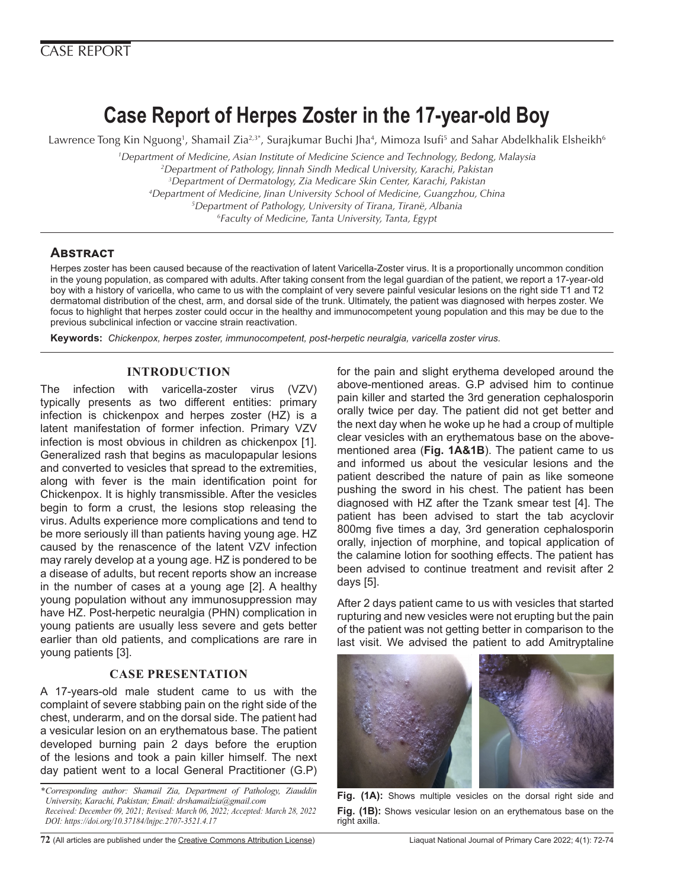CASE REPORT

# Case Report of Herpes Zoster in the 17-year-old Boy

Lawrence Tong Kin Nguong[1], Shamail Zia[2,3*], Surajkumar Buchi Jha[4], Mimoza Isufi[5] and Sahar Abdelkhalik Elsheikh[6]

*[1]Department of Medicine, Asian Institute of Medicine Science and Technology, Bedong, Malaysia*
*[2]Department of Pathology, Jinnah Sindh Medical University, Karachi, Pakistan*
*[3]Department of Dermatology, Zia Medicare Skin Center, Karachi, Pakistan*
*[4]Department of Medicine, Jinan University School of Medicine, Guangzhou, China*
*[5]Department of Pathology, University of Tirana, Tiranë, Albania*
*[6]Faculty of Medicine, Tanta University, Tanta, Egypt*

## Abstract

Herpes zoster has been caused because of the reactivation of latent Varicella-Zoster virus. It is a proportionally uncommon condition in the young population, as compared with adults. After taking consent from the legal guardian of the patient, we report a 17-year-old boy with a history of varicella, who came to us with the complaint of very severe painful vesicular lesions on the right side T1 and T2 dermatomal distribution of the chest, arm, and dorsal side of the trunk. Ultimately, the patient was diagnosed with herpes zoster. We focus to highlight that herpes zoster could occur in the healthy and immunocompetent young population and this may be due to the previous subclinical infection or vaccine strain reactivation.

**Keywords:** *Chickenpox, herpes zoster, immunocompetent, post-herpetic neuralgia, varicella zoster virus.*

## INTRODUCTION

The infection with varicella-zoster virus (VZV) typically presents as two different entities: primary infection is chickenpox and herpes zoster (HZ) is a latent manifestation of former infection. Primary VZV infection is most obvious in children as chickenpox [1]. Generalized rash that begins as maculopapular lesions and converted to vesicles that spread to the extremities, along with fever is the main identification point for Chickenpox. It is highly transmissible. After the vesicles begin to form a crust, the lesions stop releasing the virus. Adults experience more complications and tend to be more seriously ill than patients having young age. HZ caused by the renascence of the latent VZV infection may rarely develop at a young age. HZ is pondered to be a disease of adults, but recent reports show an increase in the number of cases at a young age [2]. A healthy young population without any immunosuppression may have HZ. Post-herpetic neuralgia (PHN) complication in young patients are usually less severe and gets better earlier than old patients, and complications are rare in young patients [3].

## CASE PRESENTATION

A 17-years-old male student came to us with the complaint of severe stabbing pain on the right side of the chest, underarm, and on the dorsal side. The patient had a vesicular lesion on an erythematous base. The patient developed burning pain 2 days before the eruption of the lesions and took a pain killer himself. The next day patient went to a local General Practitioner (G.P) for the pain and slight erythema developed around the above-mentioned areas. G.P advised him to continue pain killer and started the 3rd generation cephalosporin orally twice per day. The patient did not get better and the next day when he woke up he had a croup of multiple clear vesicles with an erythematous base on the above-mentioned area (**Fig. 1A&1B**). The patient came to us and informed us about the vesicular lesions and the patient described the nature of pain as like someone pushing the sword in his chest. The patient has been diagnosed with HZ after the Tzank smear test [4]. The patient has been advised to start the tab acyclovir 800mg five times a day, 3rd generation cephalosporin orally, injection of morphine, and topical application of the calamine lotion for soothing effects. The patient has been advised to continue treatment and revisit after 2 days [5].

After 2 days patient came to us with vesicles that started rupturing and new vesicles were not erupting but the pain of the patient was not getting better in comparison to the last visit. We advised the patient to add Amitryptaline

**Fig. (1A):** Shows multiple vesicles on the dorsal right side and

**Fig. (1B):** Shows vesicular lesion on an erythematous base on the right axilla.

*\*Corresponding author: Shamail Zia, Department of Pathology, Ziauddin University, Karachi, Pakistan; Email: drshamailzia@gmail.com*
*Received: December 09, 2021; Revised: March 06, 2022; Accepted: March 28, 2022*
*DOI: https://doi.org/10.37184/lnjpc.2707-3521.4.17*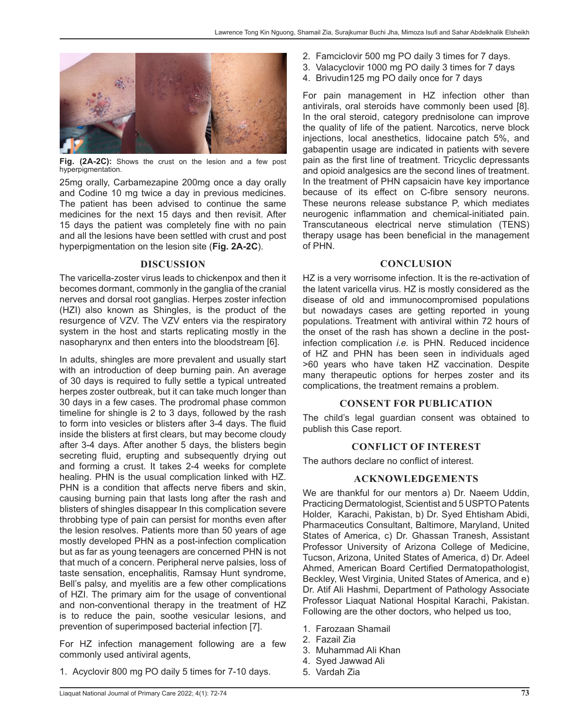Fig. (2A-2C): Shows the crust on the lesion and a few post hyperpigmentation.

25mg orally, Carbamezapine 200mg once a day orally and Codine 10 mg twice a day in previous medicines. The patient has been advised to continue the same medicines for the next 15 days and then revisit. After 15 days the patient was completely fine with no pain and all the lesions have been settled with crust and post hyperpigmentation on the lesion site (**Fig. 2A-2C**).

## DISCUSSION

The varicella-zoster virus leads to chickenpox and then it becomes dormant, commonly in the ganglia of the cranial nerves and dorsal root ganglias. Herpes zoster infection (HZI) also known as Shingles, is the product of the resurgence of VZV. The VZV enters via the respiratory system in the host and starts replicating mostly in the nasopharynx and then enters into the bloodstream [6].

In adults, shingles are more prevalent and usually start with an introduction of deep burning pain. An average of 30 days is required to fully settle a typical untreated herpes zoster outbreak, but it can take much longer than 30 days in a few cases. The prodromal phase common timeline for shingle is 2 to 3 days, followed by the rash to form into vesicles or blisters after 3-4 days. The fluid inside the blisters at first clears, but may become cloudy after 3-4 days. After another 5 days, the blisters begin secreting fluid, erupting and subsequently drying out and forming a crust. It takes 2-4 weeks for complete healing. PHN is the usual complication linked with HZ. PHN is a condition that affects nerve fibers and skin, causing burning pain that lasts long after the rash and blisters of shingles disappear In this complication severe throbbing type of pain can persist for months even after the lesion resolves. Patients more than 50 years of age mostly developed PHN as a post-infection complication but as far as young teenagers are concerned PHN is not that much of a concern. Peripheral nerve palsies, loss of taste sensation, encephalitis, Ramsay Hunt syndrome, Bell's palsy, and myelitis are a few other complications of HZI. The primary aim for the usage of conventional and non-conventional therapy in the treatment of HZ is to reduce the pain, soothe vesicular lesions, and prevention of superimposed bacterial infection [7].

For HZ infection management following are a few commonly used antiviral agents,

1. Acyclovir 800 mg PO daily 5 times for 7-10 days.
2. Famciclovir 500 mg PO daily 3 times for 7 days.
3. Valacyclovir 1000 mg PO daily 3 times for 7 days
4. Brivudin125 mg PO daily once for 7 days

For pain management in HZ infection other than antivirals, oral steroids have commonly been used [8]. In the oral steroid, category prednisolone can improve the quality of life of the patient. Narcotics, nerve block injections, local anesthetics, lidocaine patch 5%, and gabapentin usage are indicated in patients with severe pain as the first line of treatment. Tricyclic depressants and opioid analgesics are the second lines of treatment. In the treatment of PHN capsaicin have key importance because of its effect on C-fibre sensory neurons. These neurons release substance P, which mediates neurogenic inflammation and chemical-initiated pain. Transcutaneous electrical nerve stimulation (TENS) therapy usage has been beneficial in the management of PHN.

## CONCLUSION

HZ is a very worrisome infection. It is the re-activation of the latent varicella virus. HZ is mostly considered as the disease of old and immunocompromised populations but nowadays cases are getting reported in young populations. Treatment with antiviral within 72 hours of the onset of the rash has shown a decline in the post-infection complication *i.e.* is PHN. Reduced incidence of HZ and PHN has been seen in individuals aged >60 years who have taken HZ vaccination. Despite many therapeutic options for herpes zoster and its complications, the treatment remains a problem.

## CONSENT FOR PUBLICATION

The child's legal guardian consent was obtained to publish this Case report.

## CONFLICT OF INTEREST

The authors declare no conflict of interest.

## ACKNOWLEDGEMENTS

We are thankful for our mentors a) Dr. Naeem Uddin, Practicing Dermatologist, Scientist and 5 USPTO Patents Holder, Karachi, Pakistan, b) Dr. Syed Ehtisham Abidi, Pharmaceutics Consultant, Baltimore, Maryland, United States of America, c) Dr. Ghassan Tranesh, Assistant Professor University of Arizona College of Medicine, Tucson, Arizona, United States of America, d) Dr. Adeel Ahmed, American Board Certified Dermatopathologist, Beckley, West Virginia, United States of America, and e) Dr. Atif Ali Hashmi, Department of Pathology Associate Professor Liaquat National Hospital Karachi, Pakistan. Following are the other doctors, who helped us too,

1. Farozaan Shamail
2. Fazail Zia
3. Muhammad Ali Khan
4. Syed Jawwad Ali
5. Vardah Zia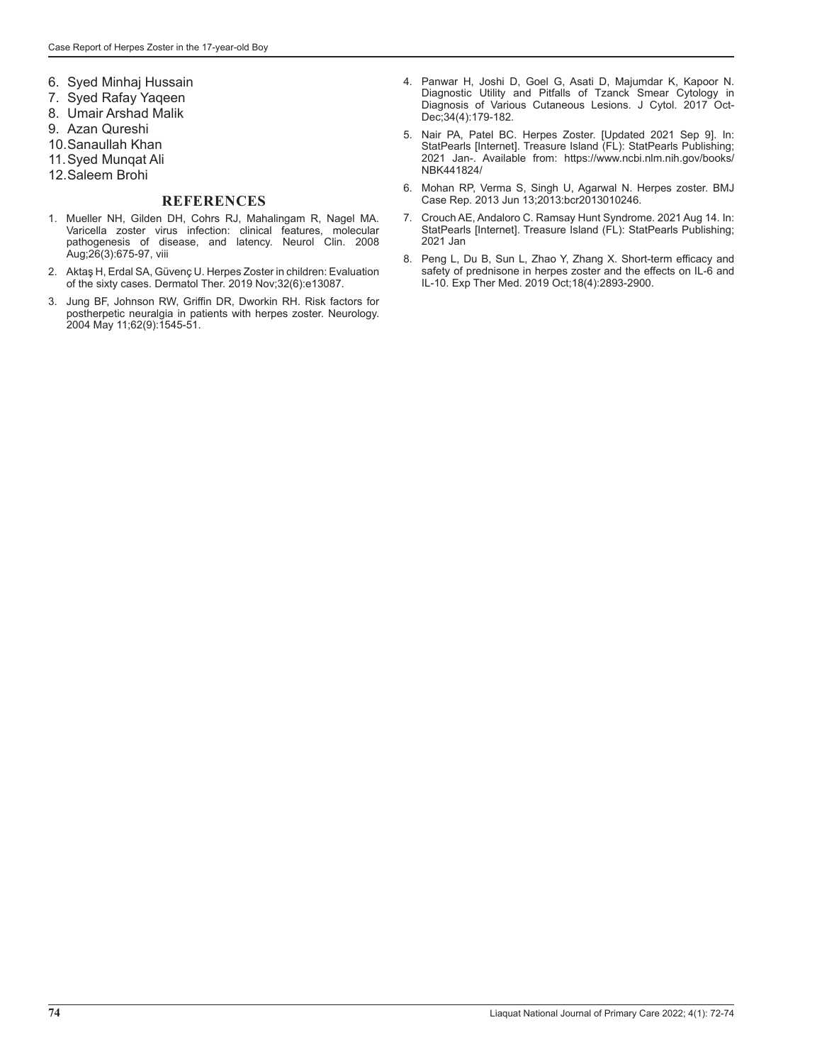6. Syed Minhaj Hussain
7. Syed Rafay Yaqeen
8. Umair Arshad Malik
9. Azan Qureshi
10. Sanaullah Khan
11. Syed Munqat Ali
12. Saleem Brohi

## REFERENCES

1. Mueller NH, Gilden DH, Cohrs RJ, Mahalingam R, Nagel MA. Varicella zoster virus infection: clinical features, molecular pathogenesis of disease, and latency. Neurol Clin. 2008 Aug;26(3):675-97, viii
2. Aktaş H, Erdal SA, Güvenç U. Herpes Zoster in children: Evaluation of the sixty cases. Dermatol Ther. 2019 Nov;32(6):e13087.
3. Jung BF, Johnson RW, Griffin DR, Dworkin RH. Risk factors for postherpetic neuralgia in patients with herpes zoster. Neurology. 2004 May 11;62(9):1545-51.
4. Panwar H, Joshi D, Goel G, Asati D, Majumdar K, Kapoor N. Diagnostic Utility and Pitfalls of Tzanck Smear Cytology in Diagnosis of Various Cutaneous Lesions. J Cytol. 2017 Oct-Dec;34(4):179-182.
5. Nair PA, Patel BC. Herpes Zoster. [Updated 2021 Sep 9]. In: StatPearls [Internet]. Treasure Island (FL): StatPearls Publishing; 2021 Jan-. Available from: https://www.ncbi.nlm.nih.gov/books/NBK441824/
6. Mohan RP, Verma S, Singh U, Agarwal N. Herpes zoster. BMJ Case Rep. 2013 Jun 13;2013:bcr2013010246.
7. Crouch AE, Andaloro C. Ramsay Hunt Syndrome. 2021 Aug 14. In: StatPearls [Internet]. Treasure Island (FL): StatPearls Publishing; 2021 Jan
8. Peng L, Du B, Sun L, Zhao Y, Zhang X. Short-term efficacy and safety of prednisone in herpes zoster and the effects on IL-6 and IL-10. Exp Ther Med. 2019 Oct;18(4):2893-2900.